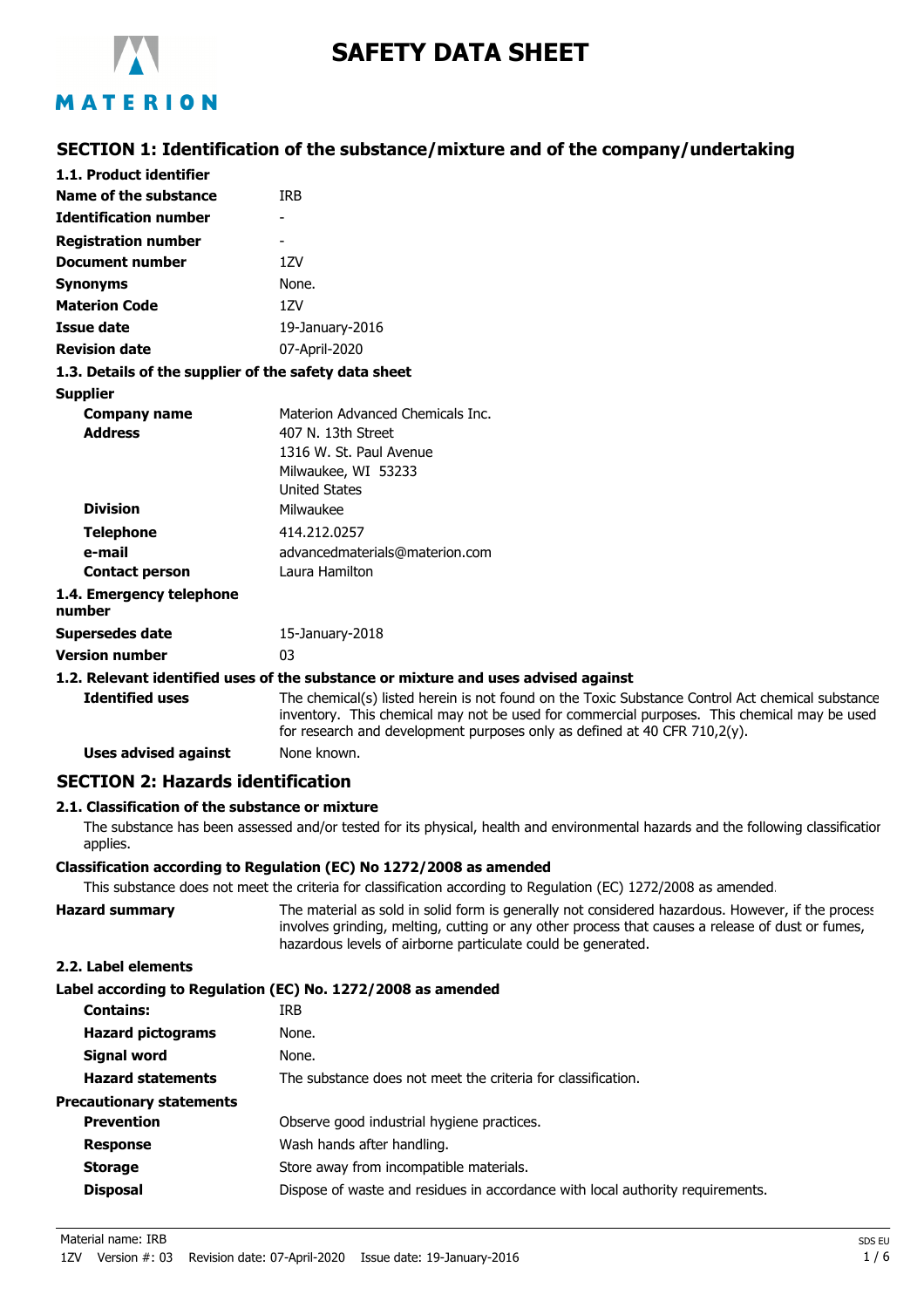# SAFETY DATA SHEET

## SECTION 1: Identification of the substance/mixture and of the company/undertaking

### 1.1. Product identifier

| | |
|---|---|
| **Name of the substance** | IRB |
| **Identification number** | - |
| **Registration number** | - |
| **Document number** | 1ZV |
| **Synonyms** | None. |
| **Materion Code** | 1ZV |
| **Issue date** | 19-January-2016 |
| **Revision date** | 07-April-2020 |

### 1.3. Details of the supplier of the safety data sheet

**Supplier**

| | |
|---|---|
| **Company name** | Materion Advanced Chemicals Inc. |
| **Address** | 407 N. 13th Street<br>1316 W. St. Paul Avenue<br>Milwaukee, WI 53233<br>United States |
| **Division** | Milwaukee |
| **Telephone** | 414.212.0257 |
| **e-mail** | advancedmaterials@materion.com |
| **Contact person** | Laura Hamilton |

### 1.4. Emergency telephone number

| | |
|---|---|
| **Supersedes date** | 15-January-2018 |
| **Version number** | 03 |

### 1.2. Relevant identified uses of the substance or mixture and uses advised against

| | |
|---|---|
| **Identified uses** | The chemical(s) listed herein is not found on the Toxic Substance Control Act chemical substance inventory. This chemical may not be used for commercial purposes. This chemical may be used for research and development purposes only as defined at 40 CFR 710,2(y). |
| **Uses advised against** | None known. |

## SECTION 2: Hazards identification

### 2.1. Classification of the substance or mixture

The substance has been assessed and/or tested for its physical, health and environmental hazards and the following classification applies.

**Classification according to Regulation (EC) No 1272/2008 as amended**

This substance does not meet the criteria for classification according to Regulation (EC) 1272/2008 as amended.

**Hazard summary** The material as sold in solid form is generally not considered hazardous. However, if the process involves grinding, melting, cutting or any other process that causes a release of dust or fumes, hazardous levels of airborne particulate could be generated.

### 2.2. Label elements

**Label according to Regulation (EC) No. 1272/2008 as amended**

| | |
|---|---|
| **Contains:** | IRB |
| **Hazard pictograms** | None. |
| **Signal word** | None. |
| **Hazard statements** | The substance does not meet the criteria for classification. |

**Precautionary statements**

| | |
|---|---|
| **Prevention** | Observe good industrial hygiene practices. |
| **Response** | Wash hands after handling. |
| **Storage** | Store away from incompatible materials. |
| **Disposal** | Dispose of waste and residues in accordance with local authority requirements. |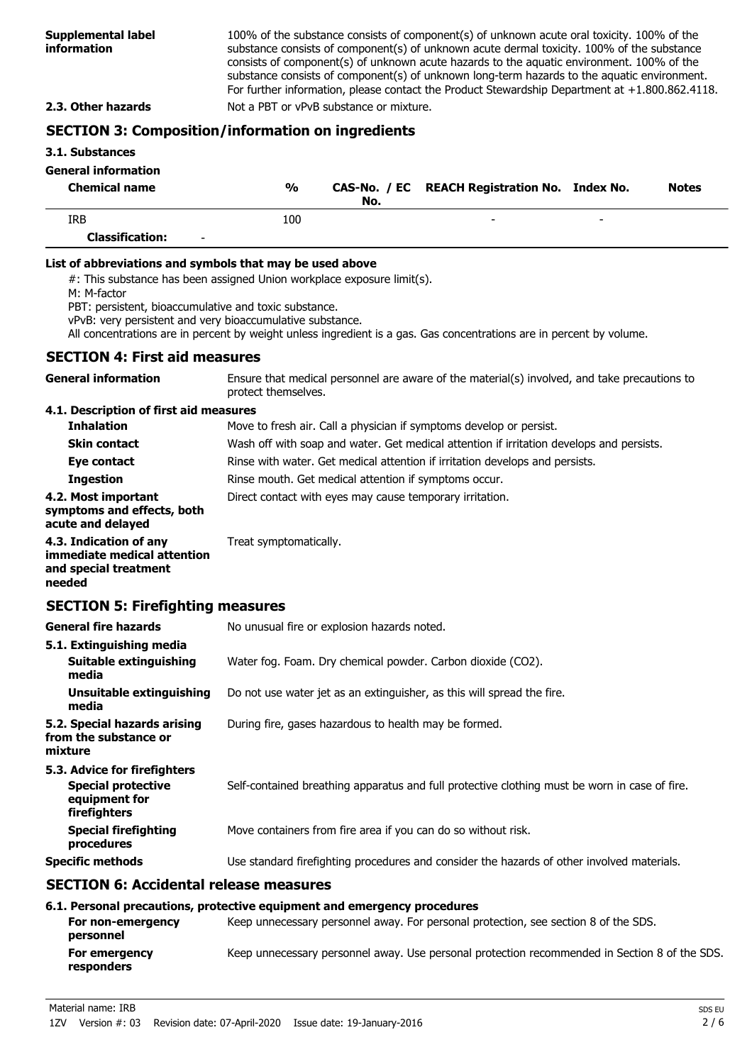**Supplemental label information** 100% of the substance consists of component(s) of unknown acute oral toxicity. 100% of the substance consists of component(s) of unknown acute dermal toxicity. 100% of the substance consists of component(s) of unknown acute hazards to the aquatic environment. 100% of the substance consists of component(s) of unknown long-term hazards to the aquatic environment. For further information, please contact the Product Stewardship Department at +1.800.862.4118.

**2.3. Other hazards** Not a PBT or vPvB substance or mixture.

## SECTION 3: Composition/information on ingredients

### 3.1. Substances

**General information**

| Chemical name | % | CAS-No. / EC No. | REACH Registration No. | Index No. | Notes |
|---|---|---|---|---|---|
| IRB | 100 | | - | - | |
| **Classification:** - | | | | | |

**List of abbreviations and symbols that may be used above**

#: This substance has been assigned Union workplace exposure limit(s).
M: M-factor
PBT: persistent, bioaccumulative and toxic substance.
vPvB: very persistent and very bioaccumulative substance.
All concentrations are in percent by weight unless ingredient is a gas. Gas concentrations are in percent by volume.

## SECTION 4: First aid measures

**General information** Ensure that medical personnel are aware of the material(s) involved, and take precautions to protect themselves.

### 4.1. Description of first aid measures

**Inhalation** Move to fresh air. Call a physician if symptoms develop or persist.

**Skin contact** Wash off with soap and water. Get medical attention if irritation develops and persists.

**Eye contact** Rinse with water. Get medical attention if irritation develops and persists.

**Ingestion** Rinse mouth. Get medical attention if symptoms occur.

**4.2. Most important symptoms and effects, both acute and delayed** Direct contact with eyes may cause temporary irritation.

**4.3. Indication of any immediate medical attention and special treatment needed** Treat symptomatically.

## SECTION 5: Firefighting measures

**General fire hazards** No unusual fire or explosion hazards noted.

### 5.1. Extinguishing media

**Suitable extinguishing media** Water fog. Foam. Dry chemical powder. Carbon dioxide ($CO_2$).

**Unsuitable extinguishing media** Do not use water jet as an extinguisher, as this will spread the fire.

**5.2. Special hazards arising from the substance or mixture** During fire, gases hazardous to health may be formed.

### 5.3. Advice for firefighters

**Special protective equipment for firefighters** Self-contained breathing apparatus and full protective clothing must be worn in case of fire.

**Special firefighting procedures** Move containers from fire area if you can do so without risk.

**Specific methods** Use standard firefighting procedures and consider the hazards of other involved materials.

## SECTION 6: Accidental release measures

### 6.1. Personal precautions, protective equipment and emergency procedures

**For non-emergency personnel** Keep unnecessary personnel away. For personal protection, see section 8 of the SDS.

**For emergency responders** Keep unnecessary personnel away. Use personal protection recommended in Section 8 of the SDS.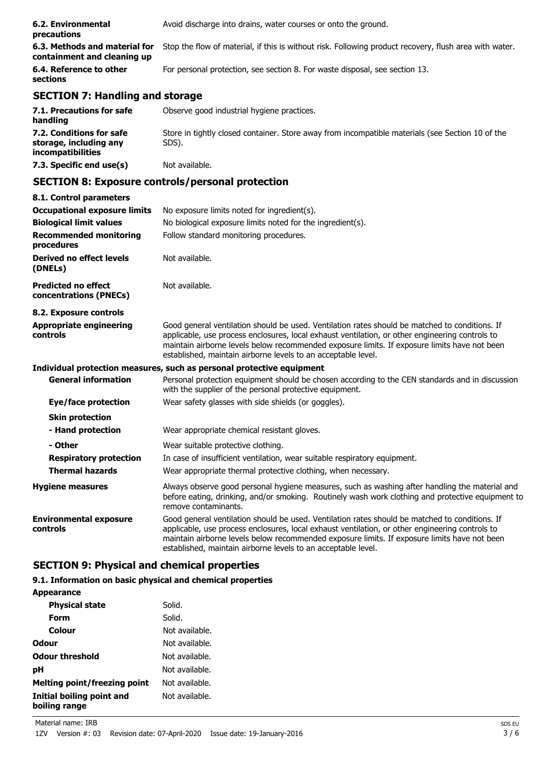**6.2. Environmental precautions** Avoid discharge into drains, water courses or onto the ground.

**6.3. Methods and material for containment and cleaning up** Stop the flow of material, if this is without risk. Following product recovery, flush area with water.

**6.4. Reference to other sections** For personal protection, see section 8. For waste disposal, see section 13.

## SECTION 7: Handling and storage

**7.1. Precautions for safe handling** Observe good industrial hygiene practices.

**7.2. Conditions for safe storage, including any incompatibilities** Store in tightly closed container. Store away from incompatible materials (see Section 10 of the SDS).

**7.3. Specific end use(s)** Not available.

## SECTION 8: Exposure controls/personal protection

**8.1. Control parameters**

**Occupational exposure limits** No exposure limits noted for ingredient(s).

**Biological limit values** No biological exposure limits noted for the ingredient(s).

**Recommended monitoring procedures** Follow standard monitoring procedures.

**Derived no effect levels (DNELs)** Not available.

**Predicted no effect concentrations (PNECs)** Not available.

**8.2. Exposure controls**

**Appropriate engineering controls** Good general ventilation should be used. Ventilation rates should be matched to conditions. If applicable, use process enclosures, local exhaust ventilation, or other engineering controls to maintain airborne levels below recommended exposure limits. If exposure limits have not been established, maintain airborne levels to an acceptable level.

**Individual protection measures, such as personal protective equipment**

**General information** Personal protection equipment should be chosen according to the CEN standards and in discussion with the supplier of the personal protective equipment.

**Eye/face protection** Wear safety glasses with side shields (or goggles).

**Skin protection**

**- Hand protection** Wear appropriate chemical resistant gloves.

**- Other** Wear suitable protective clothing.

**Respiratory protection** In case of insufficient ventilation, wear suitable respiratory equipment.

**Thermal hazards** Wear appropriate thermal protective clothing, when necessary.

**Hygiene measures** Always observe good personal hygiene measures, such as washing after handling the material and before eating, drinking, and/or smoking. Routinely wash work clothing and protective equipment to remove contaminants.

**Environmental exposure controls** Good general ventilation should be used. Ventilation rates should be matched to conditions. If applicable, use process enclosures, local exhaust ventilation, or other engineering controls to maintain airborne levels below recommended exposure limits. If exposure limits have not been established, maintain airborne levels to an acceptable level.

## SECTION 9: Physical and chemical properties

**9.1. Information on basic physical and chemical properties**

**Appearance**

**Physical state** Solid.

**Form** Solid.

**Colour** Not available.

**Odour** Not available.

**Odour threshold** Not available.

**pH** Not available.

**Melting point/freezing point** Not available.

**Initial boiling point and boiling range** Not available.

Material name: IRB

1ZV Version #: 03 Revision date: 07-April-2020 Issue date: 19-January-2016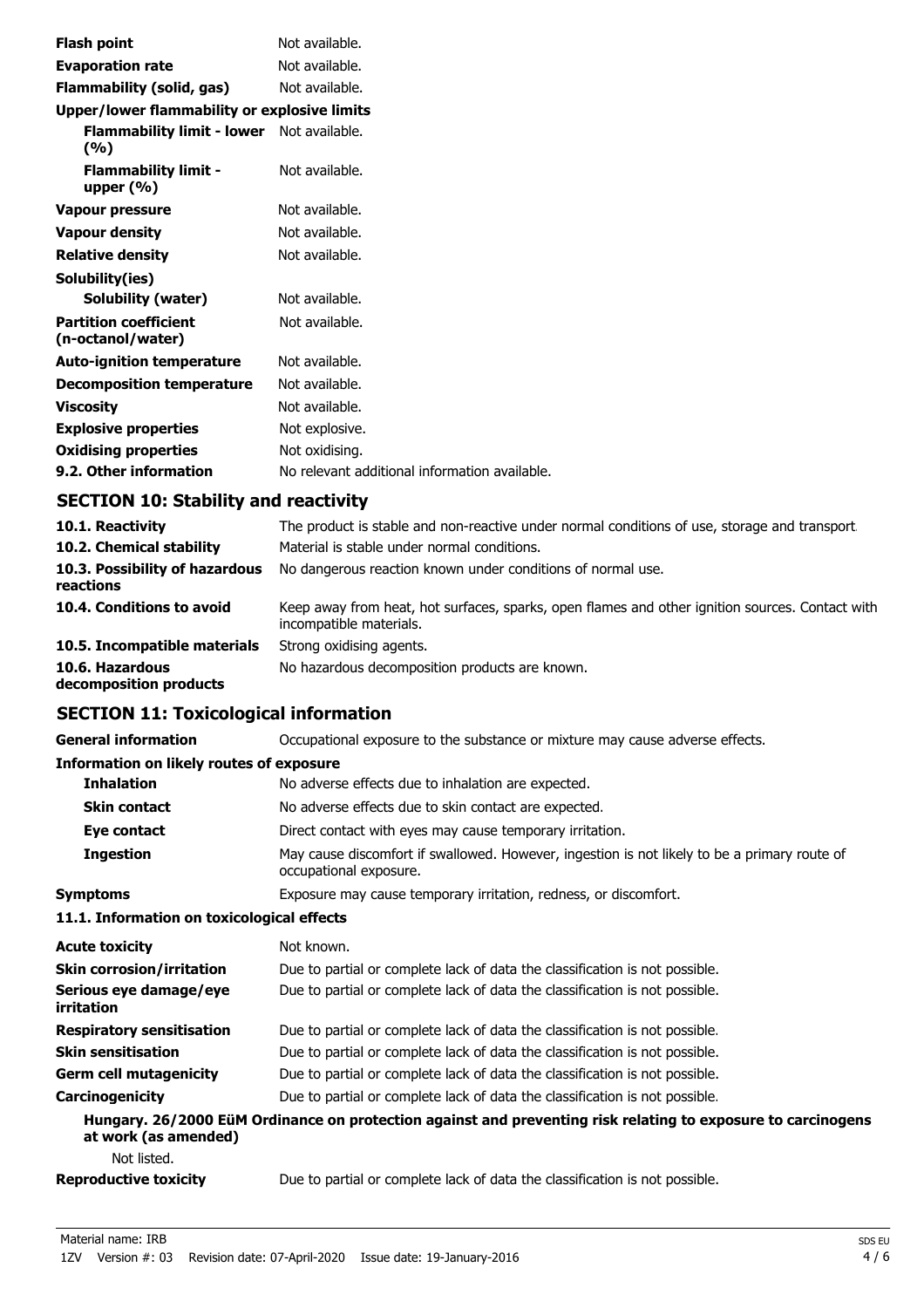| | |
|---|---|
| **Flash point** | Not available. |
| **Evaporation rate** | Not available. |
| **Flammability (solid, gas)** | Not available. |
| **Upper/lower flammability or explosive limits** | |
| **Flammability limit - lower (%)** | Not available. |
| **Flammability limit - upper (%)** | Not available. |
| **Vapour pressure** | Not available. |
| **Vapour density** | Not available. |
| **Relative density** | Not available. |
| **Solubility(ies)** | |
| **Solubility (water)** | Not available. |
| **Partition coefficient (n-octanol/water)** | Not available. |
| **Auto-ignition temperature** | Not available. |
| **Decomposition temperature** | Not available. |
| **Viscosity** | Not available. |
| **Explosive properties** | Not explosive. |
| **Oxidising properties** | Not oxidising. |
| **9.2. Other information** | No relevant additional information available. |

## SECTION 10: Stability and reactivity

| | |
|---|---|
| **10.1. Reactivity** | The product is stable and non-reactive under normal conditions of use, storage and transport. |
| **10.2. Chemical stability** | Material is stable under normal conditions. |
| **10.3. Possibility of hazardous reactions** | No dangerous reaction known under conditions of normal use. |
| **10.4. Conditions to avoid** | Keep away from heat, hot surfaces, sparks, open flames and other ignition sources. Contact with incompatible materials. |
| **10.5. Incompatible materials** | Strong oxidising agents. |
| **10.6. Hazardous decomposition products** | No hazardous decomposition products are known. |

## SECTION 11: Toxicological information

| | |
|---|---|
| **General information** | Occupational exposure to the substance or mixture may cause adverse effects. |
| **Information on likely routes of exposure** | |
| **Inhalation** | No adverse effects due to inhalation are expected. |
| **Skin contact** | No adverse effects due to skin contact are expected. |
| **Eye contact** | Direct contact with eyes may cause temporary irritation. |
| **Ingestion** | May cause discomfort if swallowed. However, ingestion is not likely to be a primary route of occupational exposure. |
| **Symptoms** | Exposure may cause temporary irritation, redness, or discomfort. |

**11.1. Information on toxicological effects**

| | |
|---|---|
| **Acute toxicity** | Not known. |
| **Skin corrosion/irritation** | Due to partial or complete lack of data the classification is not possible. |
| **Serious eye damage/eye irritation** | Due to partial or complete lack of data the classification is not possible. |
| **Respiratory sensitisation** | Due to partial or complete lack of data the classification is not possible. |
| **Skin sensitisation** | Due to partial or complete lack of data the classification is not possible. |
| **Germ cell mutagenicity** | Due to partial or complete lack of data the classification is not possible. |
| **Carcinogenicity** | Due to partial or complete lack of data the classification is not possible. |

**Hungary. 26/2000 EüM Ordinance on protection against and preventing risk relating to exposure to carcinogens at work (as amended)**

Not listed.

| | |
|---|---|
| **Reproductive toxicity** | Due to partial or complete lack of data the classification is not possible. |

Material name: IRB

1ZV Version #: 03 Revision date: 07-April-2020 Issue date: 19-January-2016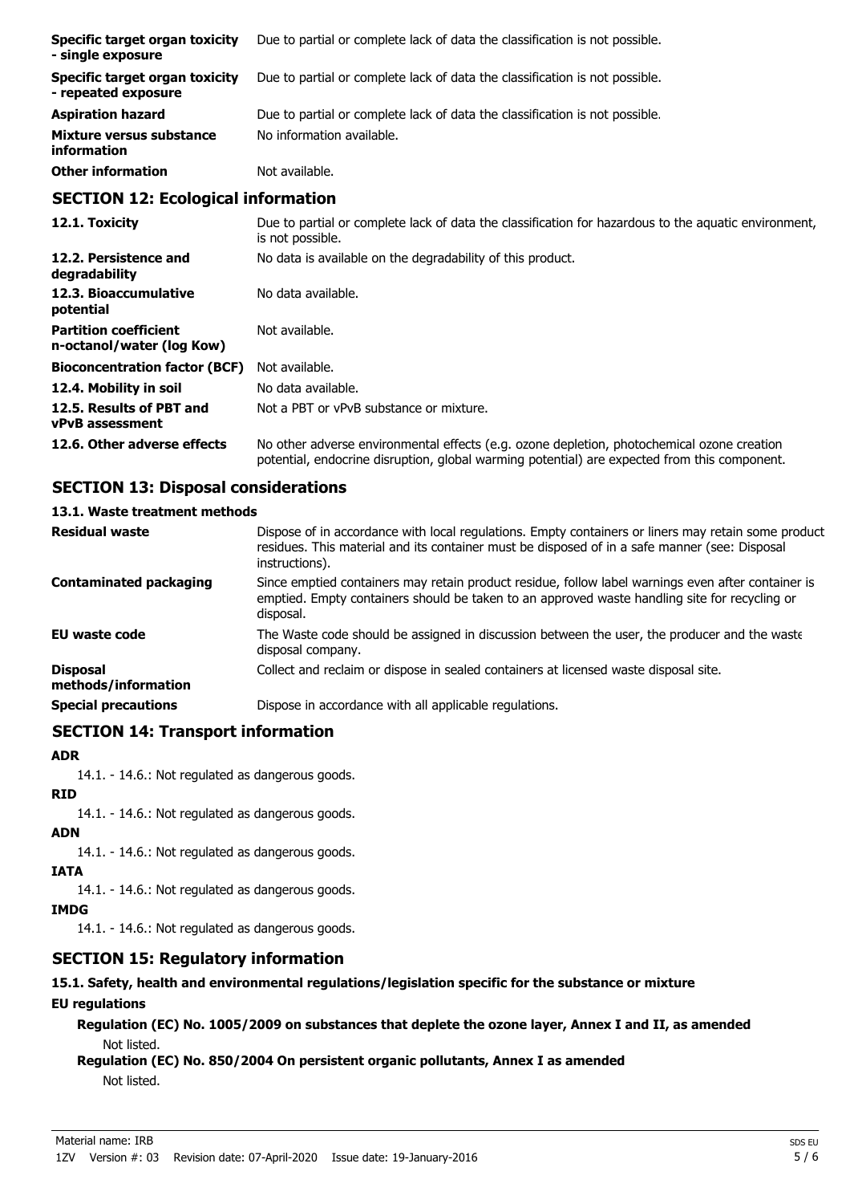| | |
|---|---|
| **Specific target organ toxicity - single exposure** | Due to partial or complete lack of data the classification is not possible. |
| **Specific target organ toxicity - repeated exposure** | Due to partial or complete lack of data the classification is not possible. |
| **Aspiration hazard** | Due to partial or complete lack of data the classification is not possible. |
| **Mixture versus substance information** | No information available. |
| **Other information** | Not available. |

## SECTION 12: Ecological information

| | |
|---|---|
| **12.1. Toxicity** | Due to partial or complete lack of data the classification for hazardous to the aquatic environment, is not possible. |
| **12.2. Persistence and degradability** | No data is available on the degradability of this product. |
| **12.3. Bioaccumulative potential** | No data available. |
| **Partition coefficient n-octanol/water (log Kow)** | Not available. |
| **Bioconcentration factor (BCF)** | Not available. |
| **12.4. Mobility in soil** | No data available. |
| **12.5. Results of PBT and vPvB assessment** | Not a PBT or vPvB substance or mixture. |
| **12.6. Other adverse effects** | No other adverse environmental effects (e.g. ozone depletion, photochemical ozone creation potential, endocrine disruption, global warming potential) are expected from this component. |

## SECTION 13: Disposal considerations

### 13.1. Waste treatment methods

| | |
|---|---|
| **Residual waste** | Dispose of in accordance with local regulations. Empty containers or liners may retain some product residues. This material and its container must be disposed of in a safe manner (see: Disposal instructions). |
| **Contaminated packaging** | Since emptied containers may retain product residue, follow label warnings even after container is emptied. Empty containers should be taken to an approved waste handling site for recycling or disposal. |
| **EU waste code** | The Waste code should be assigned in discussion between the user, the producer and the waste disposal company. |
| **Disposal methods/information** | Collect and reclaim or dispose in sealed containers at licensed waste disposal site. |
| **Special precautions** | Dispose in accordance with all applicable regulations. |

## SECTION 14: Transport information

**ADR**

14.1. - 14.6.: Not regulated as dangerous goods.

**RID**

14.1. - 14.6.: Not regulated as dangerous goods.

**ADN**

14.1. - 14.6.: Not regulated as dangerous goods.

**IATA**

14.1. - 14.6.: Not regulated as dangerous goods.

**IMDG**

14.1. - 14.6.: Not regulated as dangerous goods.

## SECTION 15: Regulatory information

### 15.1. Safety, health and environmental regulations/legislation specific for the substance or mixture

**EU regulations**

**Regulation (EC) No. 1005/2009 on substances that deplete the ozone layer, Annex I and II, as amended**

Not listed.

**Regulation (EC) No. 850/2004 On persistent organic pollutants, Annex I as amended**

Not listed.

Material name: IRB

1ZV Version #: 03 Revision date: 07-April-2020 Issue date: 19-January-2016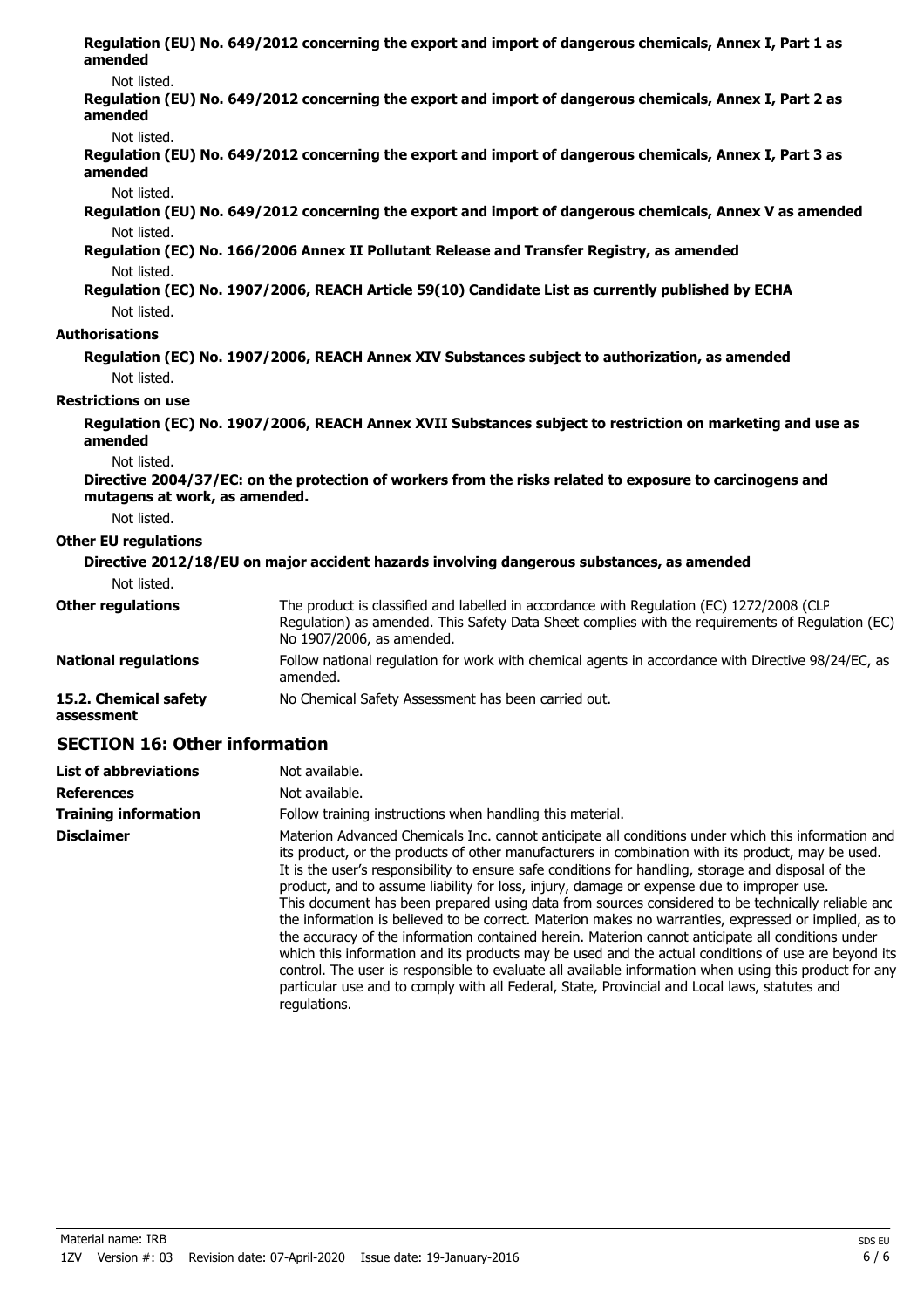**Regulation (EU) No. 649/2012 concerning the export and import of dangerous chemicals, Annex I, Part 1 as amended**

Not listed.

**Regulation (EU) No. 649/2012 concerning the export and import of dangerous chemicals, Annex I, Part 2 as amended**

Not listed.

**Regulation (EU) No. 649/2012 concerning the export and import of dangerous chemicals, Annex I, Part 3 as amended**

Not listed.

**Regulation (EU) No. 649/2012 concerning the export and import of dangerous chemicals, Annex V as amended**

Not listed.

**Regulation (EC) No. 166/2006 Annex II Pollutant Release and Transfer Registry, as amended**

Not listed.

**Regulation (EC) No. 1907/2006, REACH Article 59(10) Candidate List as currently published by ECHA**

Not listed.

**Authorisations**

**Regulation (EC) No. 1907/2006, REACH Annex XIV Substances subject to authorization, as amended**

Not listed.

**Restrictions on use**

**Regulation (EC) No. 1907/2006, REACH Annex XVII Substances subject to restriction on marketing and use as amended**

Not listed.

**Directive 2004/37/EC: on the protection of workers from the risks related to exposure to carcinogens and mutagens at work, as amended.**

Not listed.

**Other EU regulations**

**Directive 2012/18/EU on major accident hazards involving dangerous substances, as amended**

Not listed.

| | |
|---|---|
| **Other regulations** | The product is classified and labelled in accordance with Regulation (EC) 1272/2008 (CLP Regulation) as amended. This Safety Data Sheet complies with the requirements of Regulation (EC) No 1907/2006, as amended. |
| **National regulations** | Follow national regulation for work with chemical agents in accordance with Directive 98/24/EC, as amended. |
| **15.2. Chemical safety assessment** | No Chemical Safety Assessment has been carried out. |

## SECTION 16: Other information

| | |
|---|---|
| **List of abbreviations** | Not available. |
| **References** | Not available. |
| **Training information** | Follow training instructions when handling this material. |
| **Disclaimer** | Materion Advanced Chemicals Inc. cannot anticipate all conditions under which this information and its product, or the products of other manufacturers in combination with its product, may be used. It is the user's responsibility to ensure safe conditions for handling, storage and disposal of the product, and to assume liability for loss, injury, damage or expense due to improper use. This document has been prepared using data from sources considered to be technically reliable and the information is believed to be correct. Materion makes no warranties, expressed or implied, as to the accuracy of the information contained herein. Materion cannot anticipate all conditions under which this information and its products may be used and the actual conditions of use are beyond its control. The user is responsible to evaluate all available information when using this product for any particular use and to comply with all Federal, State, Provincial and Local laws, statutes and regulations. |